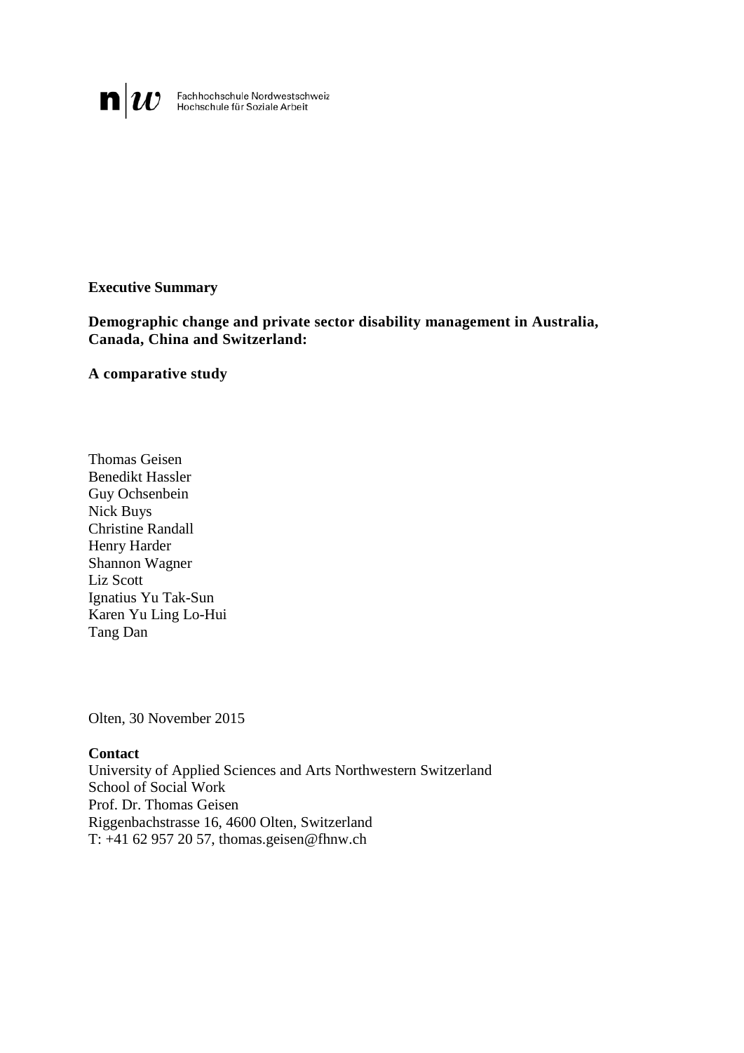Fachhochschule Nordwestschweiz
Hochschule für Soziale Arbeit

**Executive Summary**

# Demographic change and private sector disability management in Australia, Canada, China and Switzerland:

## A comparative study

Thomas Geisen
Benedikt Hassler
Guy Ochsenbein
Nick Buys
Christine Randall
Henry Harder
Shannon Wagner
Liz Scott
Ignatius Yu Tak-Sun
Karen Yu Ling Lo-Hui
Tang Dan

Olten, 30 November 2015

**Contact**
University of Applied Sciences and Arts Northwestern Switzerland
School of Social Work
Prof. Dr. Thomas Geisen
Riggenbachstrasse 16, 4600 Olten, Switzerland
T: +41 62 957 20 57, thomas.geisen@fhnw.ch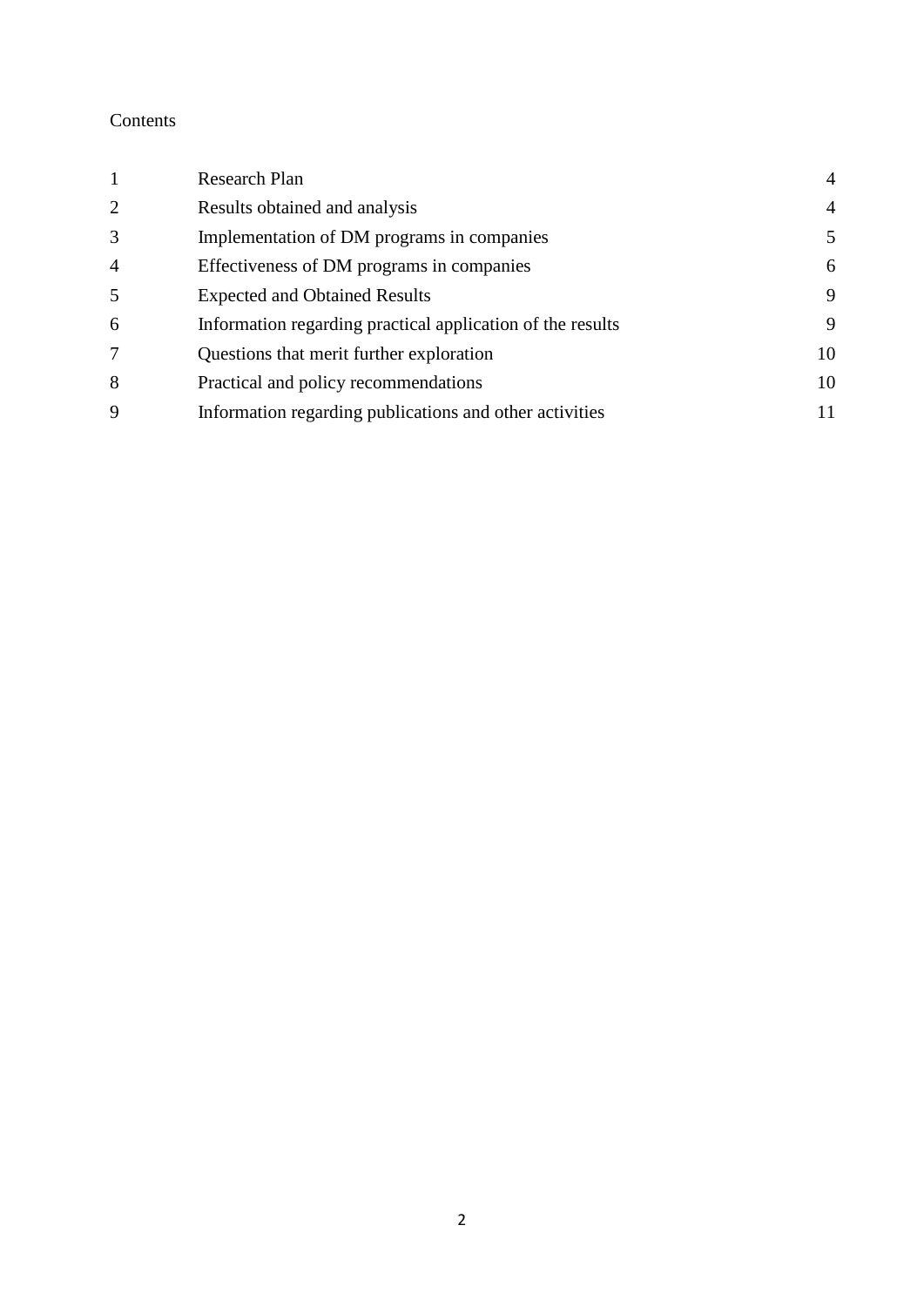Contents

| | | |
|---|---|---|
| 1 | Research Plan | 4 |
| 2 | Results obtained and analysis | 4 |
| 3 | Implementation of DM programs in companies | 5 |
| 4 | Effectiveness of DM programs in companies | 6 |
| 5 | Expected and Obtained Results | 9 |
| 6 | Information regarding practical application of the results | 9 |
| 7 | Questions that merit further exploration | 10 |
| 8 | Practical and policy recommendations | 10 |
| 9 | Information regarding publications and other activities | 11 |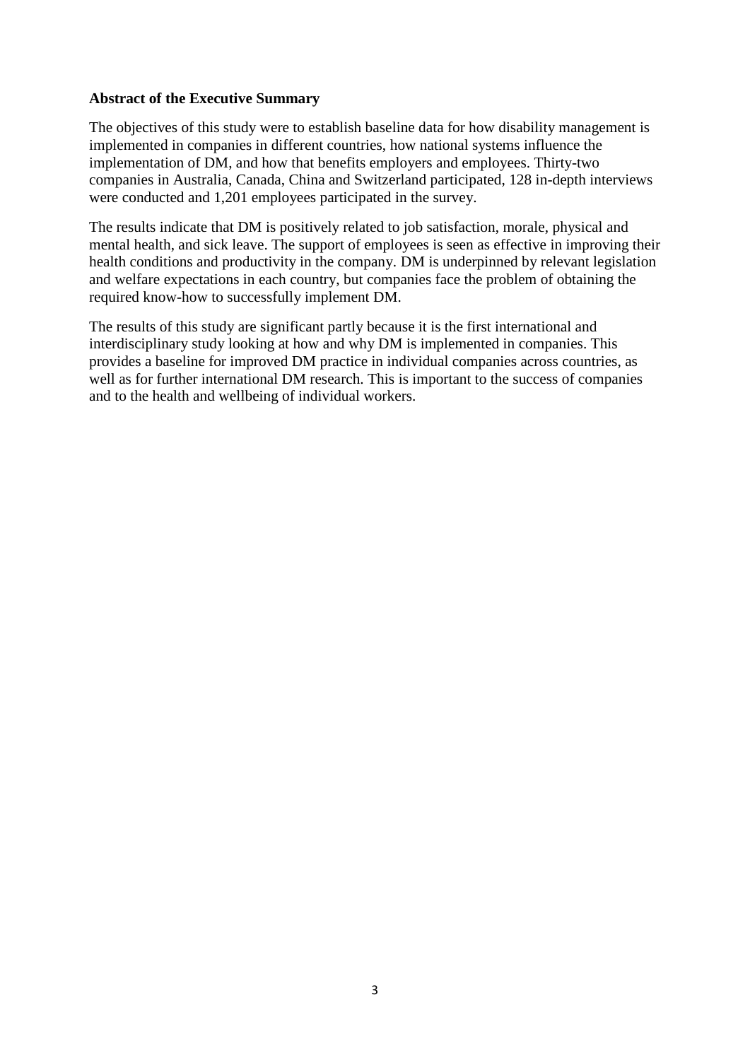**Abstract of the Executive Summary**

The objectives of this study were to establish baseline data for how disability management is implemented in companies in different countries, how national systems influence the implementation of DM, and how that benefits employers and employees. Thirty-two companies in Australia, Canada, China and Switzerland participated, 128 in-depth interviews were conducted and 1,201 employees participated in the survey.

The results indicate that DM is positively related to job satisfaction, morale, physical and mental health, and sick leave. The support of employees is seen as effective in improving their health conditions and productivity in the company. DM is underpinned by relevant legislation and welfare expectations in each country, but companies face the problem of obtaining the required know-how to successfully implement DM.

The results of this study are significant partly because it is the first international and interdisciplinary study looking at how and why DM is implemented in companies. This provides a baseline for improved DM practice in individual companies across countries, as well as for further international DM research. This is important to the success of companies and to the health and wellbeing of individual workers.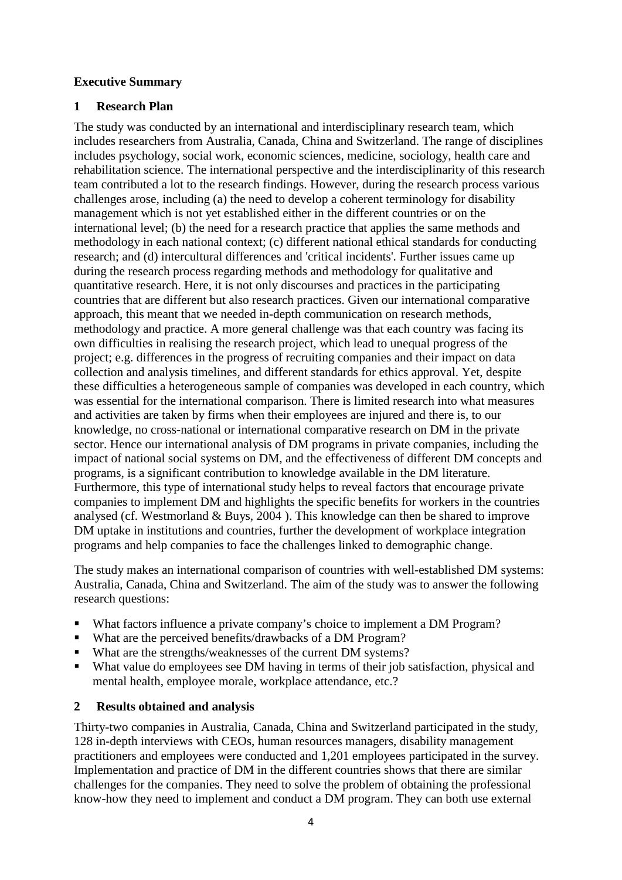**Executive Summary**

## 1 Research Plan

The study was conducted by an international and interdisciplinary research team, which includes researchers from Australia, Canada, China and Switzerland. The range of disciplines includes psychology, social work, economic sciences, medicine, sociology, health care and rehabilitation science. The international perspective and the interdisciplinarity of this research team contributed a lot to the research findings. However, during the research process various challenges arose, including (a) the need to develop a coherent terminology for disability management which is not yet established either in the different countries or on the international level; (b) the need for a research practice that applies the same methods and methodology in each national context; (c) different national ethical standards for conducting research; and (d) intercultural differences and 'critical incidents'. Further issues came up during the research process regarding methods and methodology for qualitative and quantitative research. Here, it is not only discourses and practices in the participating countries that are different but also research practices. Given our international comparative approach, this meant that we needed in-depth communication on research methods, methodology and practice. A more general challenge was that each country was facing its own difficulties in realising the research project, which lead to unequal progress of the project; e.g. differences in the progress of recruiting companies and their impact on data collection and analysis timelines, and different standards for ethics approval. Yet, despite these difficulties a heterogeneous sample of companies was developed in each country, which was essential for the international comparison. There is limited research into what measures and activities are taken by firms when their employees are injured and there is, to our knowledge, no cross-national or international comparative research on DM in the private sector. Hence our international analysis of DM programs in private companies, including the impact of national social systems on DM, and the effectiveness of different DM concepts and programs, is a significant contribution to knowledge available in the DM literature. Furthermore, this type of international study helps to reveal factors that encourage private companies to implement DM and highlights the specific benefits for workers in the countries analysed (cf. Westmorland & Buys, 2004 ). This knowledge can then be shared to improve DM uptake in institutions and countries, further the development of workplace integration programs and help companies to face the challenges linked to demographic change.

The study makes an international comparison of countries with well-established DM systems: Australia, Canada, China and Switzerland. The aim of the study was to answer the following research questions:

- What factors influence a private company's choice to implement a DM Program?
- What are the perceived benefits/drawbacks of a DM Program?
- What are the strengths/weaknesses of the current DM systems?
- What value do employees see DM having in terms of their job satisfaction, physical and mental health, employee morale, workplace attendance, etc.?

## 2 Results obtained and analysis

Thirty-two companies in Australia, Canada, China and Switzerland participated in the study, 128 in-depth interviews with CEOs, human resources managers, disability management practitioners and employees were conducted and 1,201 employees participated in the survey. Implementation and practice of DM in the different countries shows that there are similar challenges for the companies. They need to solve the problem of obtaining the professional know-how they need to implement and conduct a DM program. They can both use external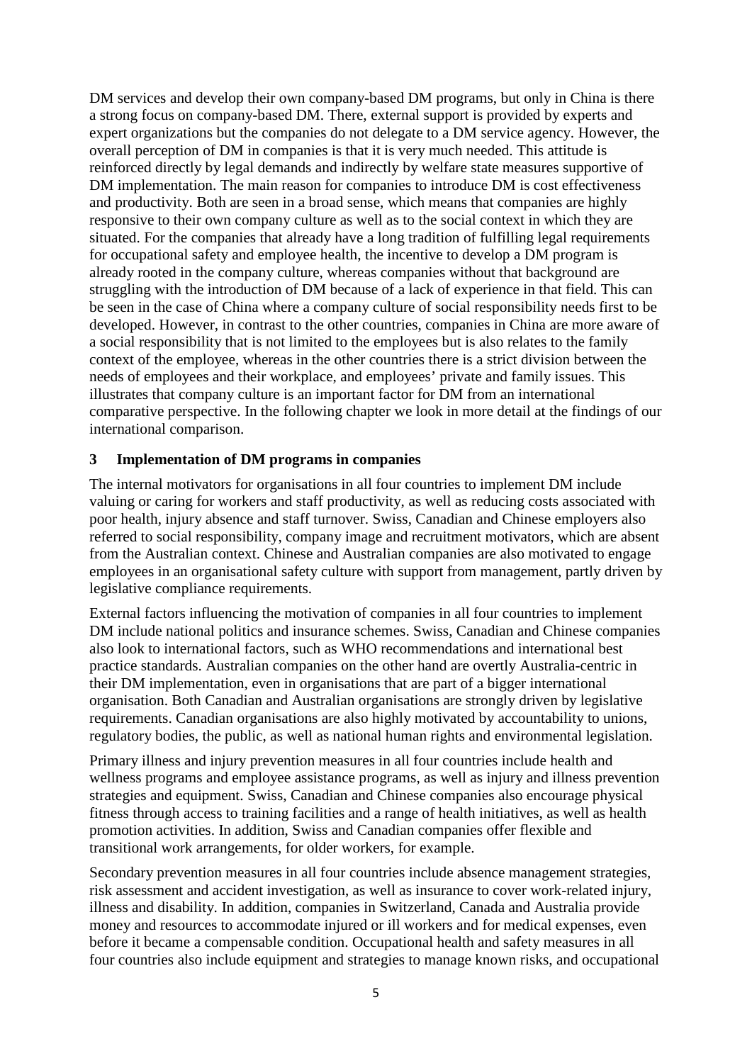DM services and develop their own company-based DM programs, but only in China is there a strong focus on company-based DM. There, external support is provided by experts and expert organizations but the companies do not delegate to a DM service agency. However, the overall perception of DM in companies is that it is very much needed. This attitude is reinforced directly by legal demands and indirectly by welfare state measures supportive of DM implementation. The main reason for companies to introduce DM is cost effectiveness and productivity. Both are seen in a broad sense, which means that companies are highly responsive to their own company culture as well as to the social context in which they are situated. For the companies that already have a long tradition of fulfilling legal requirements for occupational safety and employee health, the incentive to develop a DM program is already rooted in the company culture, whereas companies without that background are struggling with the introduction of DM because of a lack of experience in that field. This can be seen in the case of China where a company culture of social responsibility needs first to be developed. However, in contrast to the other countries, companies in China are more aware of a social responsibility that is not limited to the employees but is also relates to the family context of the employee, whereas in the other countries there is a strict division between the needs of employees and their workplace, and employees' private and family issues. This illustrates that company culture is an important factor for DM from an international comparative perspective. In the following chapter we look in more detail at the findings of our international comparison.

## 3 Implementation of DM programs in companies

The internal motivators for organisations in all four countries to implement DM include valuing or caring for workers and staff productivity, as well as reducing costs associated with poor health, injury absence and staff turnover. Swiss, Canadian and Chinese employers also referred to social responsibility, company image and recruitment motivators, which are absent from the Australian context. Chinese and Australian companies are also motivated to engage employees in an organisational safety culture with support from management, partly driven by legislative compliance requirements.

External factors influencing the motivation of companies in all four countries to implement DM include national politics and insurance schemes. Swiss, Canadian and Chinese companies also look to international factors, such as WHO recommendations and international best practice standards. Australian companies on the other hand are overtly Australia-centric in their DM implementation, even in organisations that are part of a bigger international organisation. Both Canadian and Australian organisations are strongly driven by legislative requirements. Canadian organisations are also highly motivated by accountability to unions, regulatory bodies, the public, as well as national human rights and environmental legislation.

Primary illness and injury prevention measures in all four countries include health and wellness programs and employee assistance programs, as well as injury and illness prevention strategies and equipment. Swiss, Canadian and Chinese companies also encourage physical fitness through access to training facilities and a range of health initiatives, as well as health promotion activities. In addition, Swiss and Canadian companies offer flexible and transitional work arrangements, for older workers, for example.

Secondary prevention measures in all four countries include absence management strategies, risk assessment and accident investigation, as well as insurance to cover work-related injury, illness and disability. In addition, companies in Switzerland, Canada and Australia provide money and resources to accommodate injured or ill workers and for medical expenses, even before it became a compensable condition. Occupational health and safety measures in all four countries also include equipment and strategies to manage known risks, and occupational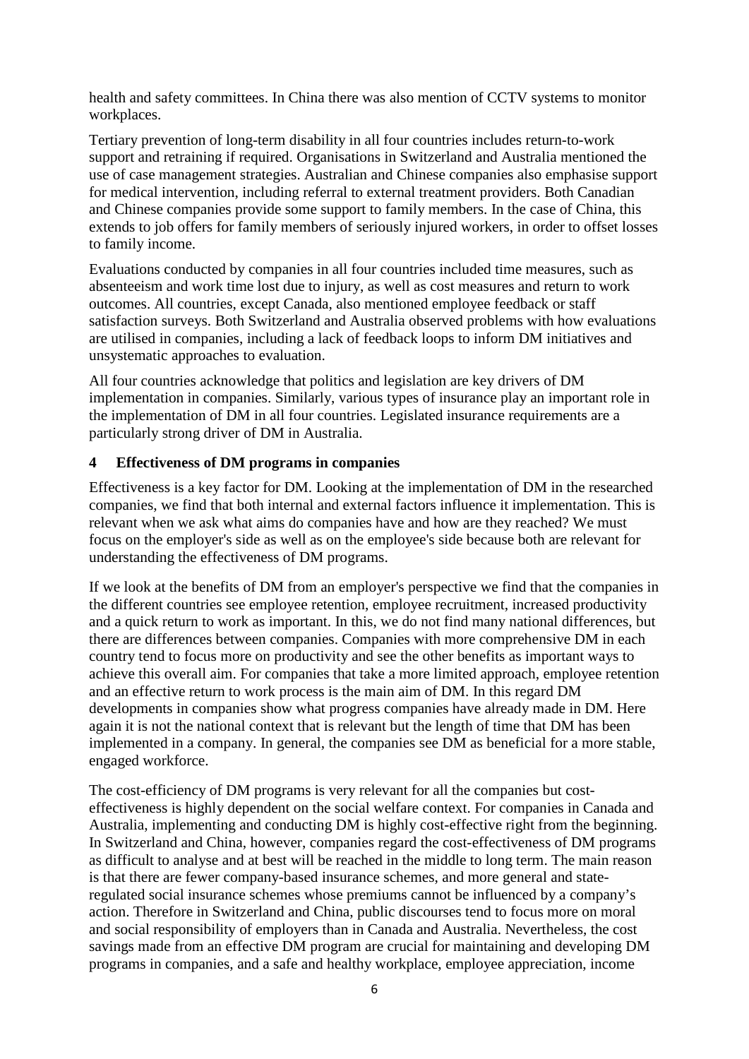health and safety committees. In China there was also mention of CCTV systems to monitor workplaces.

Tertiary prevention of long-term disability in all four countries includes return-to-work support and retraining if required. Organisations in Switzerland and Australia mentioned the use of case management strategies. Australian and Chinese companies also emphasise support for medical intervention, including referral to external treatment providers. Both Canadian and Chinese companies provide some support to family members. In the case of China, this extends to job offers for family members of seriously injured workers, in order to offset losses to family income.

Evaluations conducted by companies in all four countries included time measures, such as absenteeism and work time lost due to injury, as well as cost measures and return to work outcomes. All countries, except Canada, also mentioned employee feedback or staff satisfaction surveys. Both Switzerland and Australia observed problems with how evaluations are utilised in companies, including a lack of feedback loops to inform DM initiatives and unsystematic approaches to evaluation.

All four countries acknowledge that politics and legislation are key drivers of DM implementation in companies. Similarly, various types of insurance play an important role in the implementation of DM in all four countries. Legislated insurance requirements are a particularly strong driver of DM in Australia.

## 4 Effectiveness of DM programs in companies

Effectiveness is a key factor for DM. Looking at the implementation of DM in the researched companies, we find that both internal and external factors influence it implementation. This is relevant when we ask what aims do companies have and how are they reached? We must focus on the employer's side as well as on the employee's side because both are relevant for understanding the effectiveness of DM programs.

If we look at the benefits of DM from an employer's perspective we find that the companies in the different countries see employee retention, employee recruitment, increased productivity and a quick return to work as important. In this, we do not find many national differences, but there are differences between companies. Companies with more comprehensive DM in each country tend to focus more on productivity and see the other benefits as important ways to achieve this overall aim. For companies that take a more limited approach, employee retention and an effective return to work process is the main aim of DM. In this regard DM developments in companies show what progress companies have already made in DM. Here again it is not the national context that is relevant but the length of time that DM has been implemented in a company. In general, the companies see DM as beneficial for a more stable, engaged workforce.

The cost-efficiency of DM programs is very relevant for all the companies but cost-effectiveness is highly dependent on the social welfare context. For companies in Canada and Australia, implementing and conducting DM is highly cost-effective right from the beginning. In Switzerland and China, however, companies regard the cost-effectiveness of DM programs as difficult to analyse and at best will be reached in the middle to long term. The main reason is that there are fewer company-based insurance schemes, and more general and state-regulated social insurance schemes whose premiums cannot be influenced by a company's action. Therefore in Switzerland and China, public discourses tend to focus more on moral and social responsibility of employers than in Canada and Australia. Nevertheless, the cost savings made from an effective DM program are crucial for maintaining and developing DM programs in companies, and a safe and healthy workplace, employee appreciation, income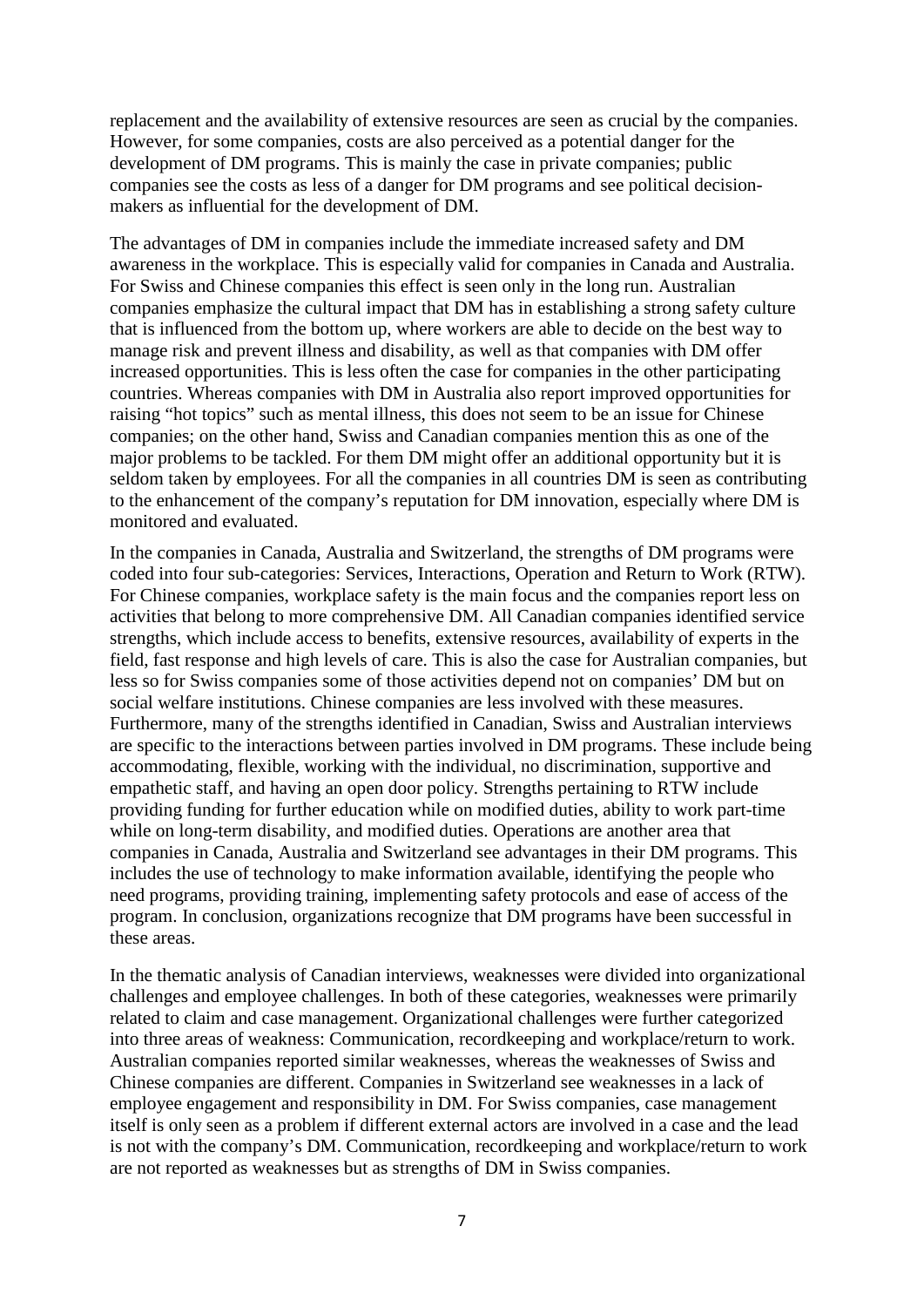replacement and the availability of extensive resources are seen as crucial by the companies. However, for some companies, costs are also perceived as a potential danger for the development of DM programs. This is mainly the case in private companies; public companies see the costs as less of a danger for DM programs and see political decision-makers as influential for the development of DM.

The advantages of DM in companies include the immediate increased safety and DM awareness in the workplace. This is especially valid for companies in Canada and Australia. For Swiss and Chinese companies this effect is seen only in the long run. Australian companies emphasize the cultural impact that DM has in establishing a strong safety culture that is influenced from the bottom up, where workers are able to decide on the best way to manage risk and prevent illness and disability, as well as that companies with DM offer increased opportunities. This is less often the case for companies in the other participating countries. Whereas companies with DM in Australia also report improved opportunities for raising "hot topics" such as mental illness, this does not seem to be an issue for Chinese companies; on the other hand, Swiss and Canadian companies mention this as one of the major problems to be tackled. For them DM might offer an additional opportunity but it is seldom taken by employees. For all the companies in all countries DM is seen as contributing to the enhancement of the company's reputation for DM innovation, especially where DM is monitored and evaluated.

In the companies in Canada, Australia and Switzerland, the strengths of DM programs were coded into four sub-categories: Services, Interactions, Operation and Return to Work (RTW). For Chinese companies, workplace safety is the main focus and the companies report less on activities that belong to more comprehensive DM. All Canadian companies identified service strengths, which include access to benefits, extensive resources, availability of experts in the field, fast response and high levels of care. This is also the case for Australian companies, but less so for Swiss companies some of those activities depend not on companies' DM but on social welfare institutions. Chinese companies are less involved with these measures. Furthermore, many of the strengths identified in Canadian, Swiss and Australian interviews are specific to the interactions between parties involved in DM programs. These include being accommodating, flexible, working with the individual, no discrimination, supportive and empathetic staff, and having an open door policy. Strengths pertaining to RTW include providing funding for further education while on modified duties, ability to work part-time while on long-term disability, and modified duties. Operations are another area that companies in Canada, Australia and Switzerland see advantages in their DM programs. This includes the use of technology to make information available, identifying the people who need programs, providing training, implementing safety protocols and ease of access of the program. In conclusion, organizations recognize that DM programs have been successful in these areas.

In the thematic analysis of Canadian interviews, weaknesses were divided into organizational challenges and employee challenges. In both of these categories, weaknesses were primarily related to claim and case management. Organizational challenges were further categorized into three areas of weakness: Communication, recordkeeping and workplace/return to work. Australian companies reported similar weaknesses, whereas the weaknesses of Swiss and Chinese companies are different. Companies in Switzerland see weaknesses in a lack of employee engagement and responsibility in DM. For Swiss companies, case management itself is only seen as a problem if different external actors are involved in a case and the lead is not with the company's DM. Communication, recordkeeping and workplace/return to work are not reported as weaknesses but as strengths of DM in Swiss companies.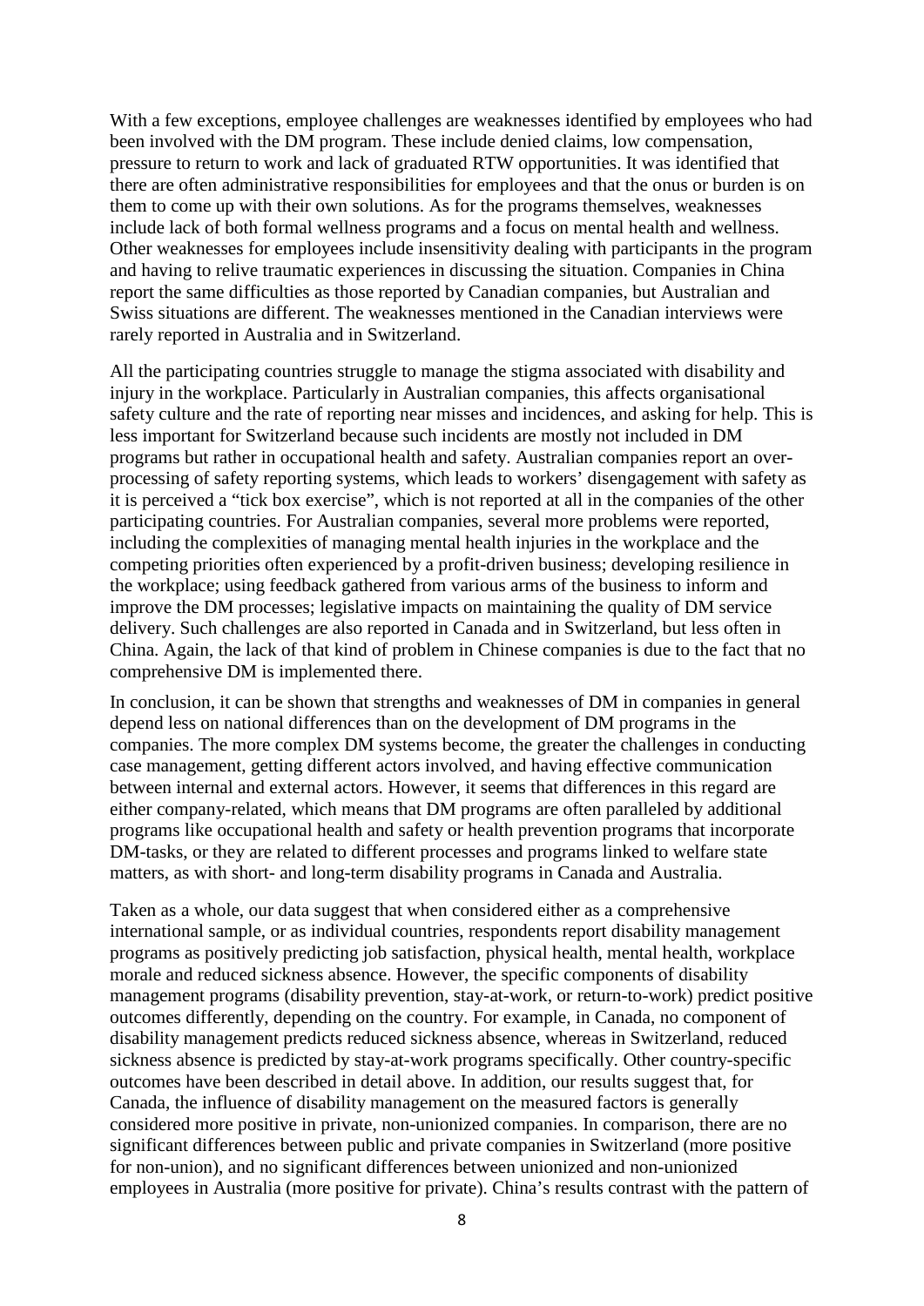With a few exceptions, employee challenges are weaknesses identified by employees who had been involved with the DM program. These include denied claims, low compensation, pressure to return to work and lack of graduated RTW opportunities. It was identified that there are often administrative responsibilities for employees and that the onus or burden is on them to come up with their own solutions. As for the programs themselves, weaknesses include lack of both formal wellness programs and a focus on mental health and wellness. Other weaknesses for employees include insensitivity dealing with participants in the program and having to relive traumatic experiences in discussing the situation. Companies in China report the same difficulties as those reported by Canadian companies, but Australian and Swiss situations are different. The weaknesses mentioned in the Canadian interviews were rarely reported in Australia and in Switzerland.

All the participating countries struggle to manage the stigma associated with disability and injury in the workplace. Particularly in Australian companies, this affects organisational safety culture and the rate of reporting near misses and incidences, and asking for help. This is less important for Switzerland because such incidents are mostly not included in DM programs but rather in occupational health and safety. Australian companies report an over-processing of safety reporting systems, which leads to workers' disengagement with safety as it is perceived a "tick box exercise", which is not reported at all in the companies of the other participating countries. For Australian companies, several more problems were reported, including the complexities of managing mental health injuries in the workplace and the competing priorities often experienced by a profit-driven business; developing resilience in the workplace; using feedback gathered from various arms of the business to inform and improve the DM processes; legislative impacts on maintaining the quality of DM service delivery. Such challenges are also reported in Canada and in Switzerland, but less often in China. Again, the lack of that kind of problem in Chinese companies is due to the fact that no comprehensive DM is implemented there.

In conclusion, it can be shown that strengths and weaknesses of DM in companies in general depend less on national differences than on the development of DM programs in the companies. The more complex DM systems become, the greater the challenges in conducting case management, getting different actors involved, and having effective communication between internal and external actors. However, it seems that differences in this regard are either company-related, which means that DM programs are often paralleled by additional programs like occupational health and safety or health prevention programs that incorporate DM-tasks, or they are related to different processes and programs linked to welfare state matters, as with short- and long-term disability programs in Canada and Australia.

Taken as a whole, our data suggest that when considered either as a comprehensive international sample, or as individual countries, respondents report disability management programs as positively predicting job satisfaction, physical health, mental health, workplace morale and reduced sickness absence. However, the specific components of disability management programs (disability prevention, stay-at-work, or return-to-work) predict positive outcomes differently, depending on the country. For example, in Canada, no component of disability management predicts reduced sickness absence, whereas in Switzerland, reduced sickness absence is predicted by stay-at-work programs specifically. Other country-specific outcomes have been described in detail above. In addition, our results suggest that, for Canada, the influence of disability management on the measured factors is generally considered more positive in private, non-unionized companies. In comparison, there are no significant differences between public and private companies in Switzerland (more positive for non-union), and no significant differences between unionized and non-unionized employees in Australia (more positive for private). China's results contrast with the pattern of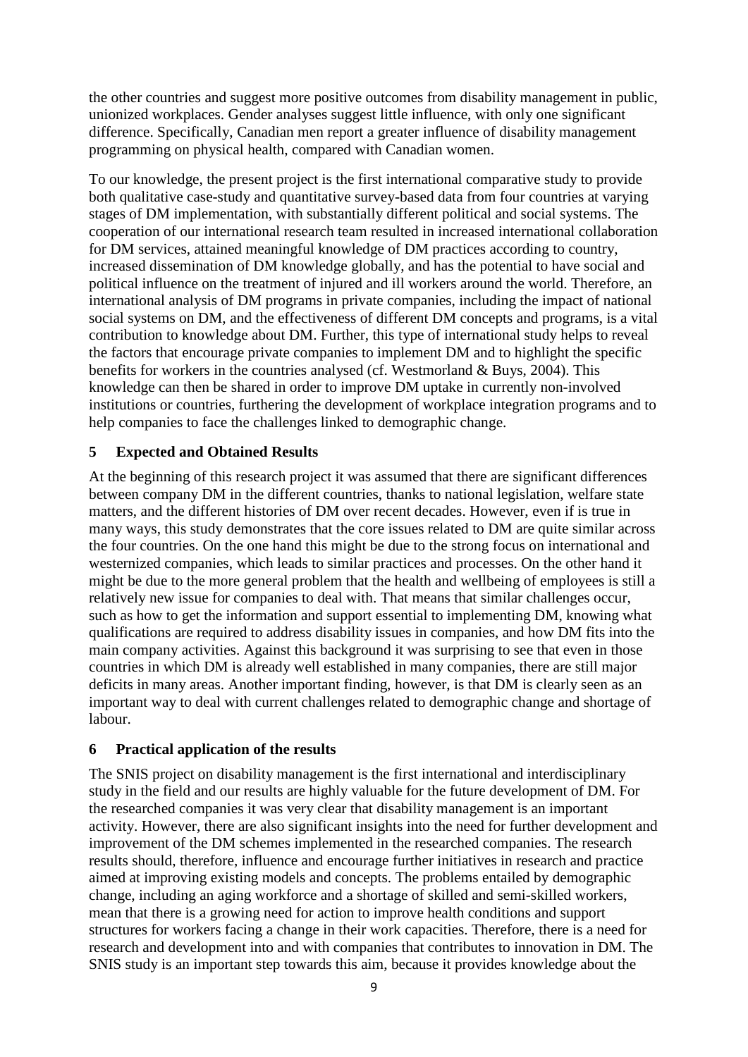the other countries and suggest more positive outcomes from disability management in public, unionized workplaces. Gender analyses suggest little influence, with only one significant difference. Specifically, Canadian men report a greater influence of disability management programming on physical health, compared with Canadian women.

To our knowledge, the present project is the first international comparative study to provide both qualitative case-study and quantitative survey-based data from four countries at varying stages of DM implementation, with substantially different political and social systems. The cooperation of our international research team resulted in increased international collaboration for DM services, attained meaningful knowledge of DM practices according to country, increased dissemination of DM knowledge globally, and has the potential to have social and political influence on the treatment of injured and ill workers around the world. Therefore, an international analysis of DM programs in private companies, including the impact of national social systems on DM, and the effectiveness of different DM concepts and programs, is a vital contribution to knowledge about DM. Further, this type of international study helps to reveal the factors that encourage private companies to implement DM and to highlight the specific benefits for workers in the countries analysed (cf. Westmorland & Buys, 2004). This knowledge can then be shared in order to improve DM uptake in currently non-involved institutions or countries, furthering the development of workplace integration programs and to help companies to face the challenges linked to demographic change.

## 5 Expected and Obtained Results

At the beginning of this research project it was assumed that there are significant differences between company DM in the different countries, thanks to national legislation, welfare state matters, and the different histories of DM over recent decades. However, even if is true in many ways, this study demonstrates that the core issues related to DM are quite similar across the four countries. On the one hand this might be due to the strong focus on international and westernized companies, which leads to similar practices and processes. On the other hand it might be due to the more general problem that the health and wellbeing of employees is still a relatively new issue for companies to deal with. That means that similar challenges occur, such as how to get the information and support essential to implementing DM, knowing what qualifications are required to address disability issues in companies, and how DM fits into the main company activities. Against this background it was surprising to see that even in those countries in which DM is already well established in many companies, there are still major deficits in many areas. Another important finding, however, is that DM is clearly seen as an important way to deal with current challenges related to demographic change and shortage of labour.

## 6 Practical application of the results

The SNIS project on disability management is the first international and interdisciplinary study in the field and our results are highly valuable for the future development of DM. For the researched companies it was very clear that disability management is an important activity. However, there are also significant insights into the need for further development and improvement of the DM schemes implemented in the researched companies. The research results should, therefore, influence and encourage further initiatives in research and practice aimed at improving existing models and concepts. The problems entailed by demographic change, including an aging workforce and a shortage of skilled and semi-skilled workers, mean that there is a growing need for action to improve health conditions and support structures for workers facing a change in their work capacities. Therefore, there is a need for research and development into and with companies that contributes to innovation in DM. The SNIS study is an important step towards this aim, because it provides knowledge about the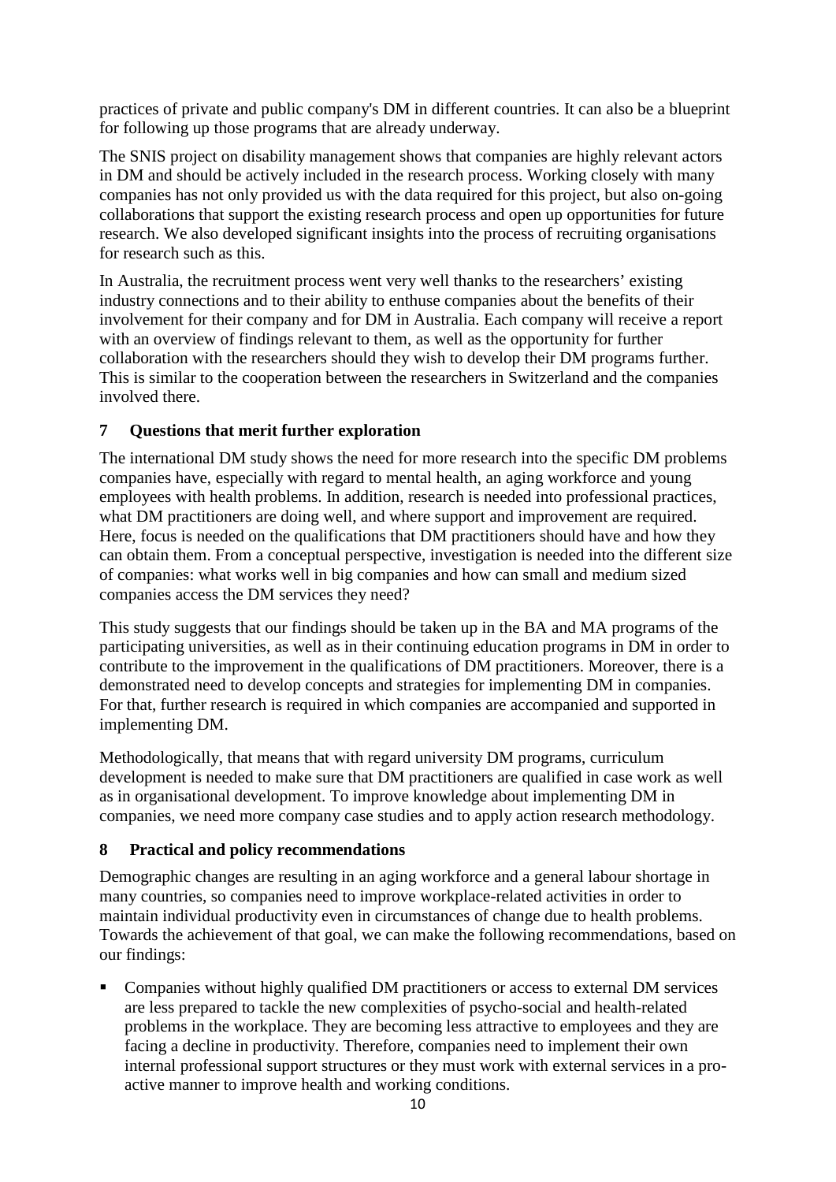practices of private and public company's DM in different countries. It can also be a blueprint for following up those programs that are already underway.

The SNIS project on disability management shows that companies are highly relevant actors in DM and should be actively included in the research process. Working closely with many companies has not only provided us with the data required for this project, but also on-going collaborations that support the existing research process and open up opportunities for future research. We also developed significant insights into the process of recruiting organisations for research such as this.

In Australia, the recruitment process went very well thanks to the researchers' existing industry connections and to their ability to enthuse companies about the benefits of their involvement for their company and for DM in Australia. Each company will receive a report with an overview of findings relevant to them, as well as the opportunity for further collaboration with the researchers should they wish to develop their DM programs further. This is similar to the cooperation between the researchers in Switzerland and the companies involved there.

## 7 Questions that merit further exploration

The international DM study shows the need for more research into the specific DM problems companies have, especially with regard to mental health, an aging workforce and young employees with health problems. In addition, research is needed into professional practices, what DM practitioners are doing well, and where support and improvement are required. Here, focus is needed on the qualifications that DM practitioners should have and how they can obtain them. From a conceptual perspective, investigation is needed into the different size of companies: what works well in big companies and how can small and medium sized companies access the DM services they need?

This study suggests that our findings should be taken up in the BA and MA programs of the participating universities, as well as in their continuing education programs in DM in order to contribute to the improvement in the qualifications of DM practitioners. Moreover, there is a demonstrated need to develop concepts and strategies for implementing DM in companies. For that, further research is required in which companies are accompanied and supported in implementing DM.

Methodologically, that means that with regard university DM programs, curriculum development is needed to make sure that DM practitioners are qualified in case work as well as in organisational development. To improve knowledge about implementing DM in companies, we need more company case studies and to apply action research methodology.

## 8 Practical and policy recommendations

Demographic changes are resulting in an aging workforce and a general labour shortage in many countries, so companies need to improve workplace-related activities in order to maintain individual productivity even in circumstances of change due to health problems. Towards the achievement of that goal, we can make the following recommendations, based on our findings:

- Companies without highly qualified DM practitioners or access to external DM services are less prepared to tackle the new complexities of psycho-social and health-related problems in the workplace. They are becoming less attractive to employees and they are facing a decline in productivity. Therefore, companies need to implement their own internal professional support structures or they must work with external services in a pro-active manner to improve health and working conditions.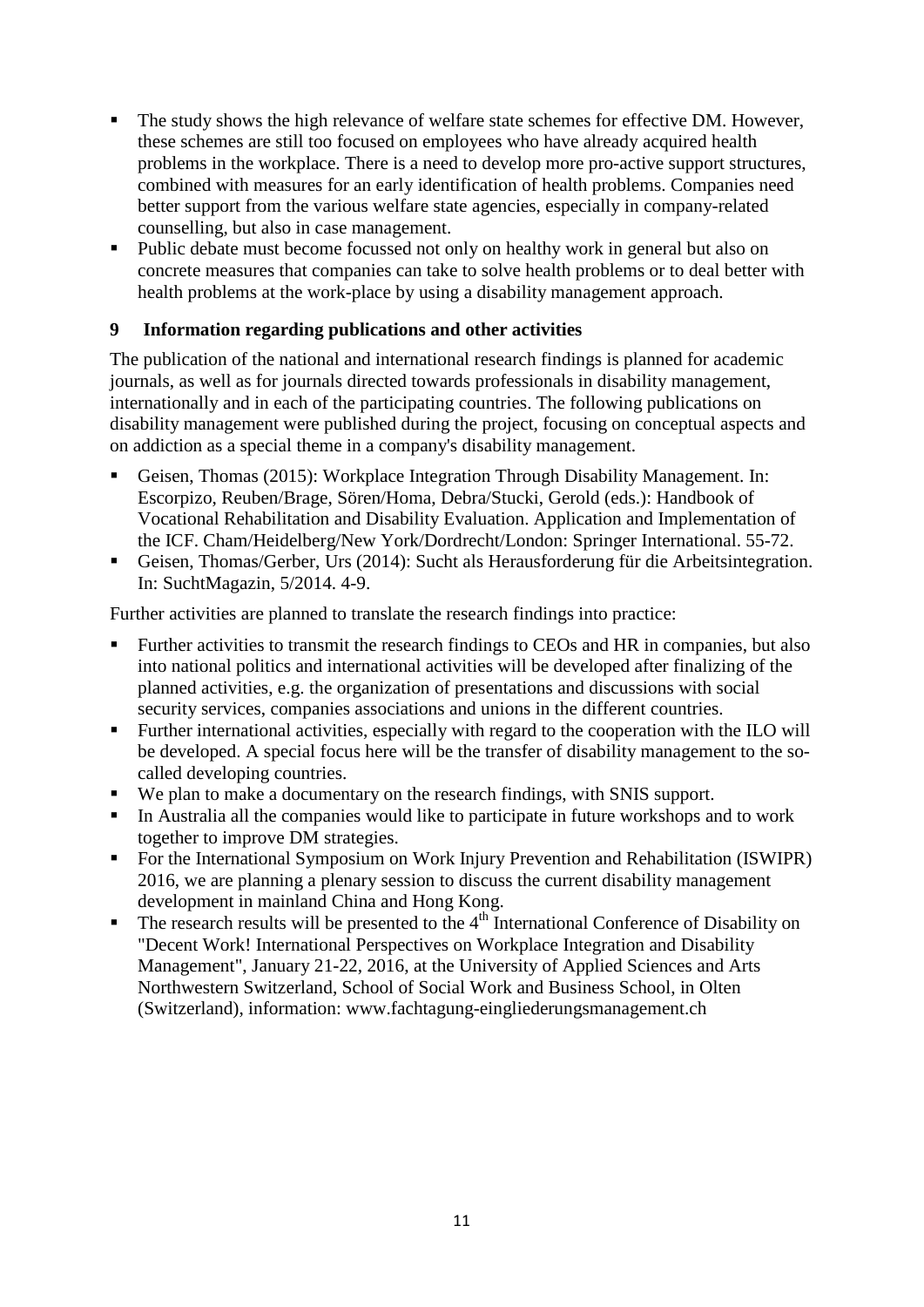- The study shows the high relevance of welfare state schemes for effective DM. However, these schemes are still too focused on employees who have already acquired health problems in the workplace. There is a need to develop more pro-active support structures, combined with measures for an early identification of health problems. Companies need better support from the various welfare state agencies, especially in company-related counselling, but also in case management.
- Public debate must become focussed not only on healthy work in general but also on concrete measures that companies can take to solve health problems or to deal better with health problems at the work-place by using a disability management approach.

## 9 Information regarding publications and other activities

The publication of the national and international research findings is planned for academic journals, as well as for journals directed towards professionals in disability management, internationally and in each of the participating countries. The following publications on disability management were published during the project, focusing on conceptual aspects and on addiction as a special theme in a company's disability management.

- Geisen, Thomas (2015): Workplace Integration Through Disability Management. In: Escorpizo, Reuben/Brage, Sören/Homa, Debra/Stucki, Gerold (eds.): Handbook of Vocational Rehabilitation and Disability Evaluation. Application and Implementation of the ICF. Cham/Heidelberg/New York/Dordrecht/London: Springer International. 55-72.
- Geisen, Thomas/Gerber, Urs (2014): Sucht als Herausforderung für die Arbeitsintegration. In: SuchtMagazin, 5/2014. 4-9.

Further activities are planned to translate the research findings into practice:

- Further activities to transmit the research findings to CEOs and HR in companies, but also into national politics and international activities will be developed after finalizing of the planned activities, e.g. the organization of presentations and discussions with social security services, companies associations and unions in the different countries.
- Further international activities, especially with regard to the cooperation with the ILO will be developed. A special focus here will be the transfer of disability management to the so-called developing countries.
- We plan to make a documentary on the research findings, with SNIS support.
- In Australia all the companies would like to participate in future workshops and to work together to improve DM strategies.
- For the International Symposium on Work Injury Prevention and Rehabilitation (ISWIPR) 2016, we are planning a plenary session to discuss the current disability management development in mainland China and Hong Kong.
- The research results will be presented to the 4th International Conference of Disability on "Decent Work! International Perspectives on Workplace Integration and Disability Management", January 21-22, 2016, at the University of Applied Sciences and Arts Northwestern Switzerland, School of Social Work and Business School, in Olten (Switzerland), information: www.fachtagung-eingliederungsmanagement.ch